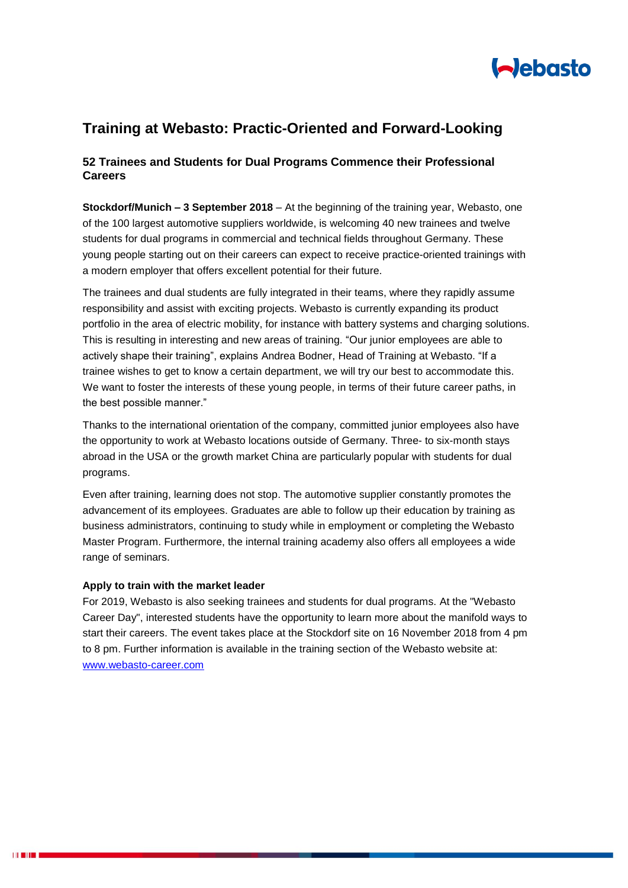# Training at Webasto: Practic-Oriented and Forward-Looking

## 52 Trainees and Students for Dual Programs Commence their Professional Careers

**Stockdorf/Munich – 3 September 2018** – At the beginning of the training year, Webasto, one of the 100 largest automotive suppliers worldwide, is welcoming 40 new trainees and twelve students for dual programs in commercial and technical fields throughout Germany. These young people starting out on their careers can expect to receive practice-oriented trainings with a modern employer that offers excellent potential for their future.

The trainees and dual students are fully integrated in their teams, where they rapidly assume responsibility and assist with exciting projects. Webasto is currently expanding its product portfolio in the area of electric mobility, for instance with battery systems and charging solutions. This is resulting in interesting and new areas of training. "Our junior employees are able to actively shape their training", explains Andrea Bodner, Head of Training at Webasto. "If a trainee wishes to get to know a certain department, we will try our best to accommodate this. We want to foster the interests of these young people, in terms of their future career paths, in the best possible manner."

Thanks to the international orientation of the company, committed junior employees also have the opportunity to work at Webasto locations outside of Germany. Three- to six-month stays abroad in the USA or the growth market China are particularly popular with students for dual programs.

Even after training, learning does not stop. The automotive supplier constantly promotes the advancement of its employees. Graduates are able to follow up their education by training as business administrators, continuing to study while in employment or completing the Webasto Master Program. Furthermore, the internal training academy also offers all employees a wide range of seminars.

**Apply to train with the market leader**

For 2019, Webasto is also seeking trainees and students for dual programs. At the "Webasto Career Day", interested students have the opportunity to learn more about the manifold ways to start their careers. The event takes place at the Stockdorf site on 16 November 2018 from 4 pm to 8 pm. Further information is available in the training section of the Webasto website at: [www.webasto-career.com](http://www.webasto-career.com)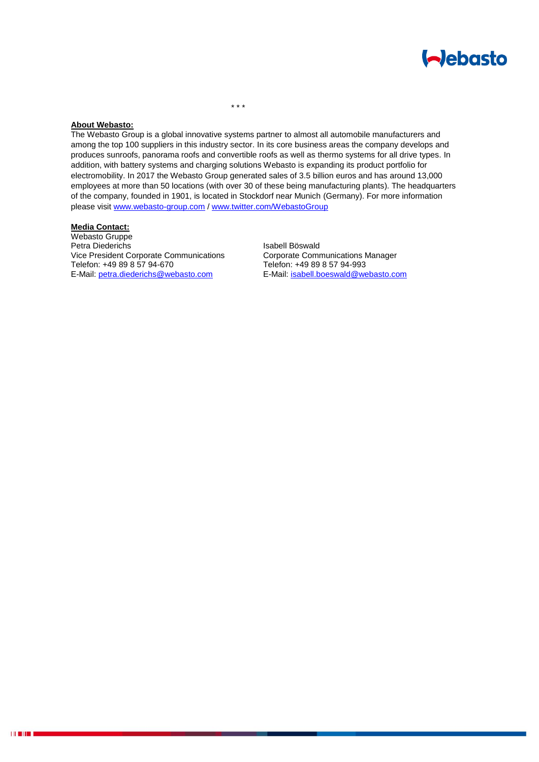\* \* \*

**About Webasto:**

The Webasto Group is a global innovative systems partner to almost all automobile manufacturers and among the top 100 suppliers in this industry sector. In its core business areas the company develops and produces sunroofs, panorama roofs and convertible roofs as well as thermo systems for all drive types. In addition, with battery systems and charging solutions Webasto is expanding its product portfolio for electromobility. In 2017 the Webasto Group generated sales of 3.5 billion euros and has around 13,000 employees at more than 50 locations (with over 30 of these being manufacturing plants). The headquarters of the company, founded in 1901, is located in Stockdorf near Munich (Germany). For more information please visit www.webasto-group.com / www.twitter.com/WebastoGroup

**Media Contact:**

Webasto Gruppe
Petra Diederichs
Vice President Corporate Communications
Telefon: +49 89 8 57 94-670
E-Mail: petra.diederichs@webasto.com

Isabell Böswald
Corporate Communications Manager
Telefon: +49 89 8 57 94-993
E-Mail: isabell.boeswald@webasto.com